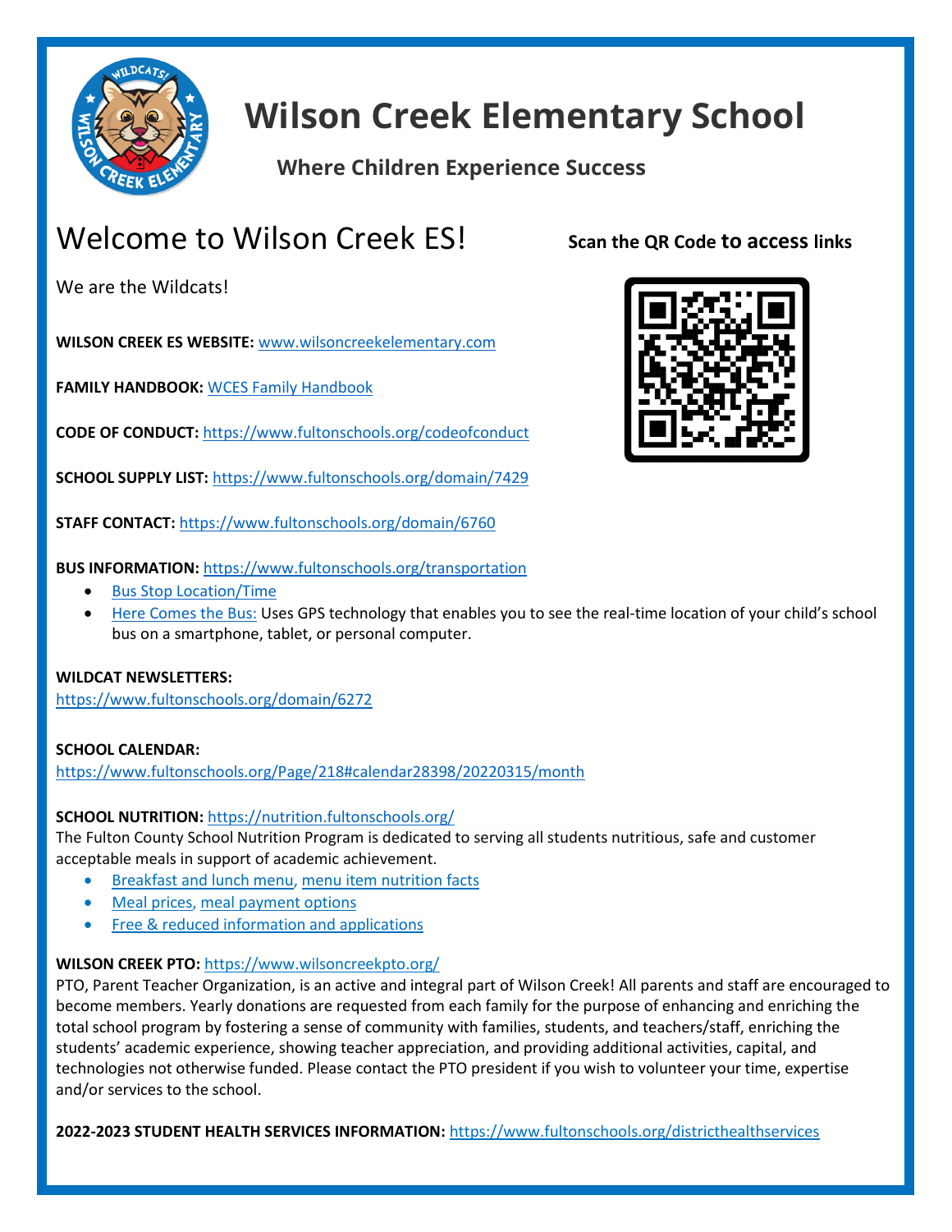# Wilson Creek Elementary School

### Where Children Experience Success

## Welcome to Wilson Creek ES!

**Scan the QR Code to access links**

We are the Wildcats!

**WILSON CREEK ES WEBSITE:** www.wilsoncreekelementary.com

**FAMILY HANDBOOK:** WCES Family Handbook

**CODE OF CONDUCT:** https://www.fultonschools.org/codeofconduct

**SCHOOL SUPPLY LIST:** https://www.fultonschools.org/domain/7429

**STAFF CONTACT:** https://www.fultonschools.org/domain/6760

**BUS INFORMATION:** https://www.fultonschools.org/transportation

- Bus Stop Location/Time
- Here Comes the Bus: Uses GPS technology that enables you to see the real-time location of your child's school bus on a smartphone, tablet, or personal computer.

**WILDCAT NEWSLETTERS:**
https://www.fultonschools.org/domain/6272

**SCHOOL CALENDAR:**
https://www.fultonschools.org/Page/218#calendar28398/20220315/month

**SCHOOL NUTRITION:** https://nutrition.fultonschools.org/
The Fulton County School Nutrition Program is dedicated to serving all students nutritious, safe and customer acceptable meals in support of academic achievement.

- Breakfast and lunch menu, menu item nutrition facts
- Meal prices, meal payment options
- Free & reduced information and applications

**WILSON CREEK PTO:** https://www.wilsoncreekpto.org/
PTO, Parent Teacher Organization, is an active and integral part of Wilson Creek! All parents and staff are encouraged to become members. Yearly donations are requested from each family for the purpose of enhancing and enriching the total school program by fostering a sense of community with families, students, and teachers/staff, enriching the students' academic experience, showing teacher appreciation, and providing additional activities, capital, and technologies not otherwise funded. Please contact the PTO president if you wish to volunteer your time, expertise and/or services to the school.

**2022-2023 STUDENT HEALTH SERVICES INFORMATION:** https://www.fultonschools.org/districthealthservices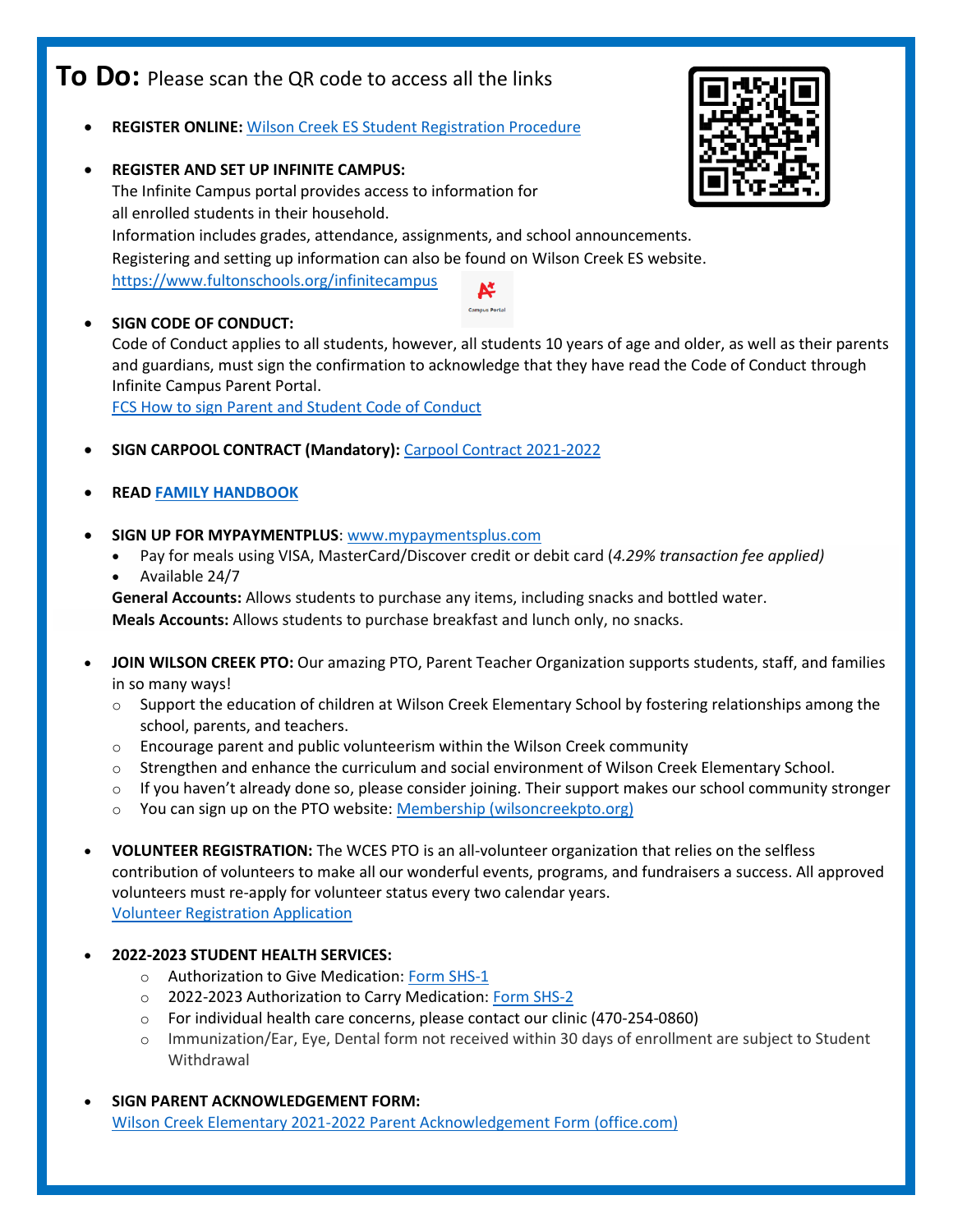# **To Do:** Please scan the QR code to access all the links

- **REGISTER ONLINE:** Wilson Creek ES Student Registration Procedure

- **REGISTER AND SET UP INFINITE CAMPUS:**
  The Infinite Campus portal provides access to information for all enrolled students in their household.
  Information includes grades, attendance, assignments, and school announcements.
  Registering and setting up information can also be found on Wilson Creek ES website.
  https://www.fultonschools.org/infinitecampus

- **SIGN CODE OF CONDUCT:**
  Code of Conduct applies to all students, however, all students 10 years of age and older, as well as their parents and guardians, must sign the confirmation to acknowledge that they have read the Code of Conduct through Infinite Campus Parent Portal.
  FCS How to sign Parent and Student Code of Conduct

- **SIGN CARPOOL CONTRACT (Mandatory):** Carpool Contract 2021-2022

- **READ FAMILY HANDBOOK**

- **SIGN UP FOR MYPAYMENTPLUS**: www.mypaymentsplus.com
  - Pay for meals using VISA, MasterCard/Discover credit or debit card (*4.29% transaction fee applied)*
  - Available 24/7

  **General Accounts:** Allows students to purchase any items, including snacks and bottled water.
  **Meals Accounts:** Allows students to purchase breakfast and lunch only, no snacks.

- **JOIN WILSON CREEK PTO:** Our amazing PTO, Parent Teacher Organization supports students, staff, and families in so many ways!
  - Support the education of children at Wilson Creek Elementary School by fostering relationships among the school, parents, and teachers.
  - Encourage parent and public volunteerism within the Wilson Creek community
  - Strengthen and enhance the curriculum and social environment of Wilson Creek Elementary School.
  - If you haven't already done so, please consider joining. Their support makes our school community stronger
  - You can sign up on the PTO website: Membership (wilsoncreekpto.org)

- **VOLUNTEER REGISTRATION:** The WCES PTO is an all-volunteer organization that relies on the selfless contribution of volunteers to make all our wonderful events, programs, and fundraisers a success. All approved volunteers must re-apply for volunteer status every two calendar years.
  Volunteer Registration Application

- **2022-2023 STUDENT HEALTH SERVICES:**
  - Authorization to Give Medication: Form SHS-1
  - 2022-2023 Authorization to Carry Medication: Form SHS-2
  - For individual health care concerns, please contact our clinic (470-254-0860)
  - Immunization/Ear, Eye, Dental form not received within 30 days of enrollment are subject to Student Withdrawal

- **SIGN PARENT ACKNOWLEDGEMENT FORM:**
  Wilson Creek Elementary 2021-2022 Parent Acknowledgement Form (office.com)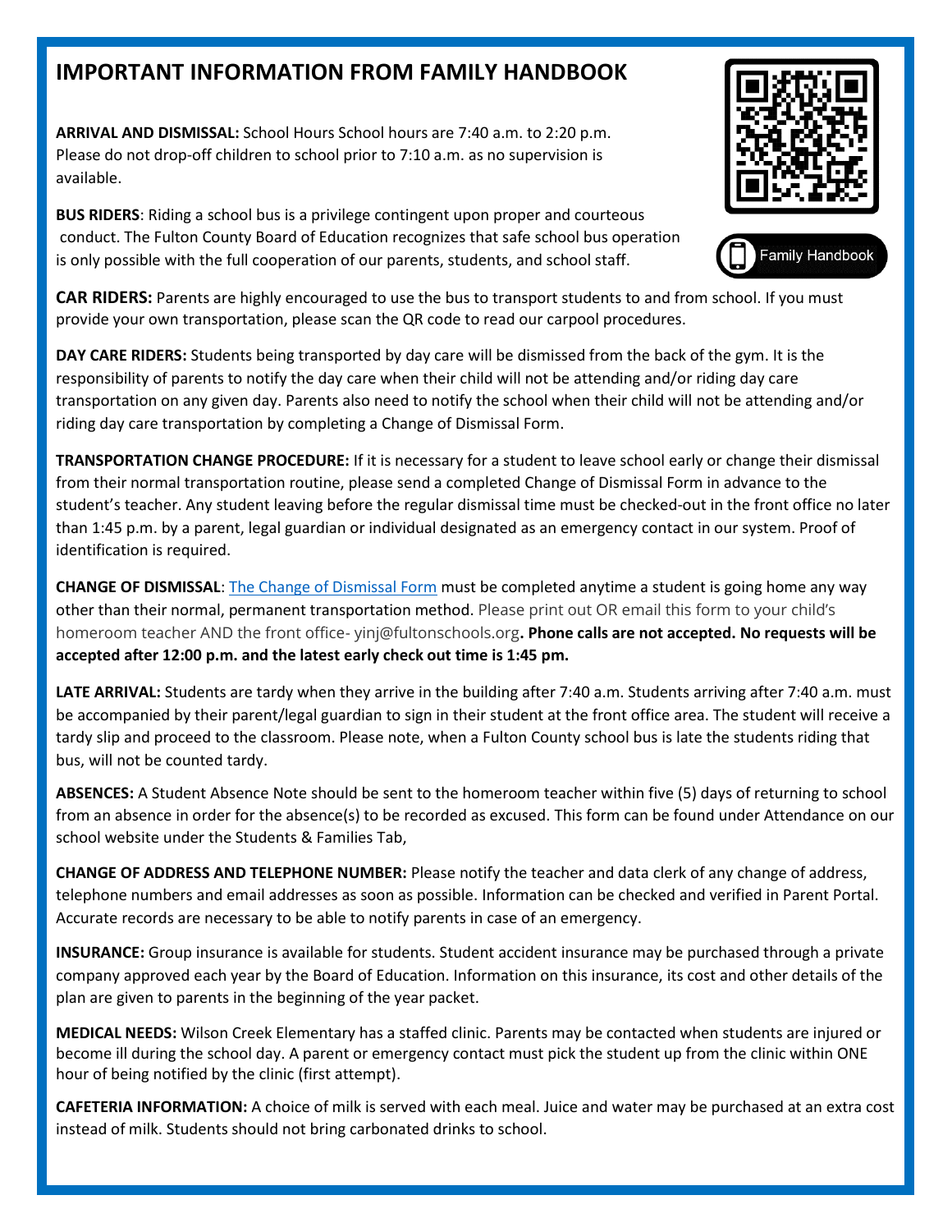# IMPORTANT INFORMATION FROM FAMILY HANDBOOK

Family Handbook

**ARRIVAL AND DISMISSAL:** School Hours School hours are 7:40 a.m. to 2:20 p.m. Please do not drop-off children to school prior to 7:10 a.m. as no supervision is available.

**BUS RIDERS**: Riding a school bus is a privilege contingent upon proper and courteous conduct. The Fulton County Board of Education recognizes that safe school bus operation is only possible with the full cooperation of our parents, students, and school staff.

**CAR RIDERS:** Parents are highly encouraged to use the bus to transport students to and from school. If you must provide your own transportation, please scan the QR code to read our carpool procedures.

**DAY CARE RIDERS:** Students being transported by day care will be dismissed from the back of the gym. It is the responsibility of parents to notify the day care when their child will not be attending and/or riding day care transportation on any given day. Parents also need to notify the school when their child will not be attending and/or riding day care transportation by completing a Change of Dismissal Form.

**TRANSPORTATION CHANGE PROCEDURE:** If it is necessary for a student to leave school early or change their dismissal from their normal transportation routine, please send a completed Change of Dismissal Form in advance to the student's teacher. Any student leaving before the regular dismissal time must be checked-out in the front office no later than 1:45 p.m. by a parent, legal guardian or individual designated as an emergency contact in our system. Proof of identification is required.

**CHANGE OF DISMISSAL**: The Change of Dismissal Form must be completed anytime a student is going home any way other than their normal, permanent transportation method. Please print out OR email this form to your child's homeroom teacher AND the front office- yinj@fultonschools.org**. Phone calls are not accepted. No requests will be accepted after 12:00 p.m. and the latest early check out time is 1:45 pm.**

**LATE ARRIVAL:** Students are tardy when they arrive in the building after 7:40 a.m. Students arriving after 7:40 a.m. must be accompanied by their parent/legal guardian to sign in their student at the front office area. The student will receive a tardy slip and proceed to the classroom. Please note, when a Fulton County school bus is late the students riding that bus, will not be counted tardy.

**ABSENCES:** A Student Absence Note should be sent to the homeroom teacher within five (5) days of returning to school from an absence in order for the absence(s) to be recorded as excused. This form can be found under Attendance on our school website under the Students & Families Tab,

**CHANGE OF ADDRESS AND TELEPHONE NUMBER:** Please notify the teacher and data clerk of any change of address, telephone numbers and email addresses as soon as possible. Information can be checked and verified in Parent Portal. Accurate records are necessary to be able to notify parents in case of an emergency.

**INSURANCE:** Group insurance is available for students. Student accident insurance may be purchased through a private company approved each year by the Board of Education. Information on this insurance, its cost and other details of the plan are given to parents in the beginning of the year packet.

**MEDICAL NEEDS:** Wilson Creek Elementary has a staffed clinic. Parents may be contacted when students are injured or become ill during the school day. A parent or emergency contact must pick the student up from the clinic within ONE hour of being notified by the clinic (first attempt).

**CAFETERIA INFORMATION:** A choice of milk is served with each meal. Juice and water may be purchased at an extra cost instead of milk. Students should not bring carbonated drinks to school.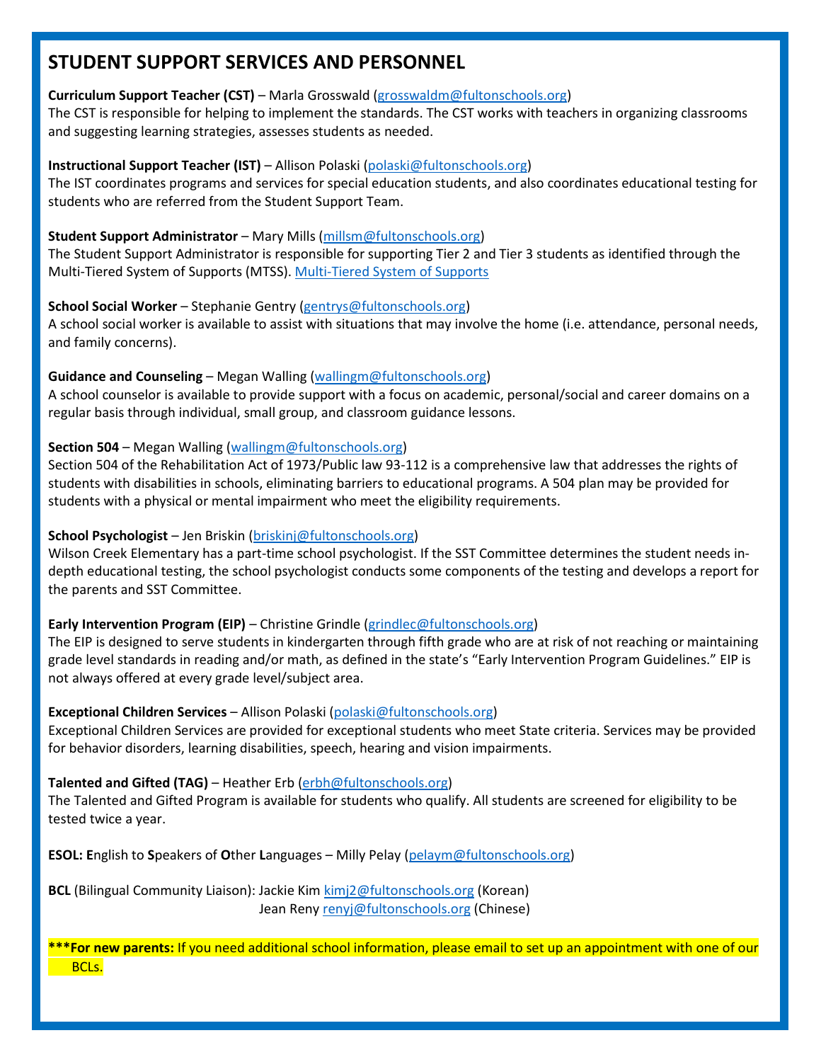# STUDENT SUPPORT SERVICES AND PERSONNEL

**Curriculum Support Teacher (CST)** – Marla Grosswald (grosswaldm@fultonschools.org)
The CST is responsible for helping to implement the standards. The CST works with teachers in organizing classrooms and suggesting learning strategies, assesses students as needed.

**Instructional Support Teacher (IST)** – Allison Polaski (polaski@fultonschools.org)
The IST coordinates programs and services for special education students, and also coordinates educational testing for students who are referred from the Student Support Team.

**Student Support Administrator** – Mary Mills (millsm@fultonschools.org)
The Student Support Administrator is responsible for supporting Tier 2 and Tier 3 students as identified through the Multi-Tiered System of Supports (MTSS). Multi-Tiered System of Supports

**School Social Worker** – Stephanie Gentry (gentrys@fultonschools.org)
A school social worker is available to assist with situations that may involve the home (i.e. attendance, personal needs, and family concerns).

**Guidance and Counseling** – Megan Walling (wallingm@fultonschools.org)
A school counselor is available to provide support with a focus on academic, personal/social and career domains on a regular basis through individual, small group, and classroom guidance lessons.

**Section 504** – Megan Walling (wallingm@fultonschools.org)
Section 504 of the Rehabilitation Act of 1973/Public law 93-112 is a comprehensive law that addresses the rights of students with disabilities in schools, eliminating barriers to educational programs. A 504 plan may be provided for students with a physical or mental impairment who meet the eligibility requirements.

**School Psychologist** – Jen Briskin (briskinj@fultonschools.org)
Wilson Creek Elementary has a part-time school psychologist. If the SST Committee determines the student needs in-depth educational testing, the school psychologist conducts some components of the testing and develops a report for the parents and SST Committee.

**Early Intervention Program (EIP)** – Christine Grindle (grindlec@fultonschools.org)
The EIP is designed to serve students in kindergarten through fifth grade who are at risk of not reaching or maintaining grade level standards in reading and/or math, as defined in the state's "Early Intervention Program Guidelines." EIP is not always offered at every grade level/subject area.

**Exceptional Children Services** – Allison Polaski (polaski@fultonschools.org)
Exceptional Children Services are provided for exceptional students who meet State criteria. Services may be provided for behavior disorders, learning disabilities, speech, hearing and vision impairments.

**Talented and Gifted (TAG)** – Heather Erb (erbh@fultonschools.org)
The Talented and Gifted Program is available for students who qualify. All students are screened for eligibility to be tested twice a year.

**ESOL: E**nglish to **S**peakers of **O**ther **L**anguages – Milly Pelay (pelaym@fultonschools.org)

**BCL** (Bilingual Community Liaison): Jackie Kim kimj2@fultonschools.org (Korean)
Jean Reny renyj@fultonschools.org (Chinese)

**\*\*\*For new parents:** If you need additional school information, please email to set up an appointment with one of our BCLs.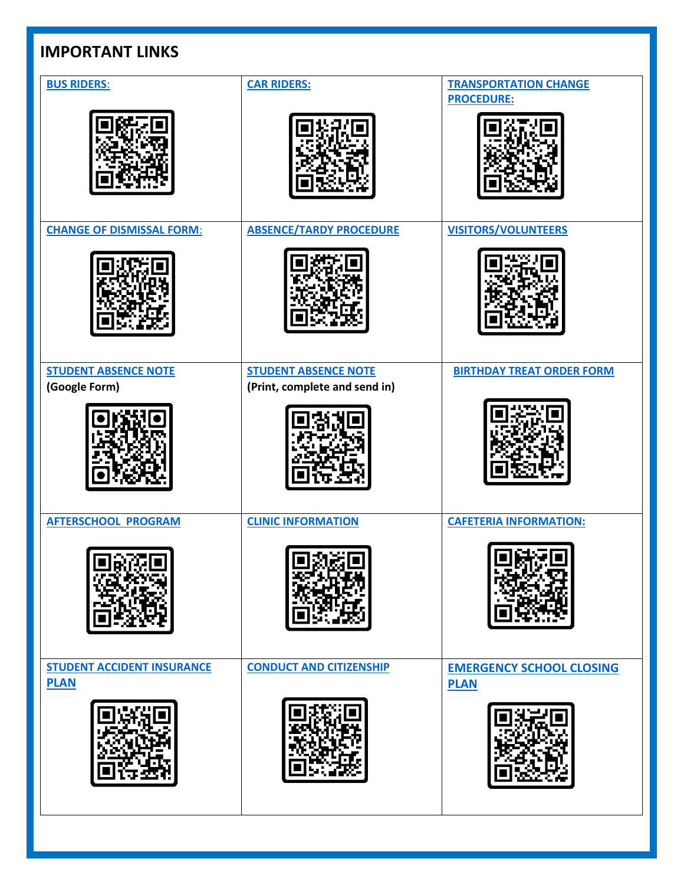## IMPORTANT LINKS

| | | |
|---|---|---|
| BUS RIDERS: | CAR RIDERS: | TRANSPORTATION CHANGE PROCEDURE: |
| CHANGE OF DISMISSAL FORM: | ABSENCE/TARDY PROCEDURE | VISITORS/VOLUNTEERS |
| STUDENT ABSENCE NOTE **(Google Form)** | STUDENT ABSENCE NOTE **(Print, complete and send in)** | BIRTHDAY TREAT ORDER FORM |
| AFTERSCHOOL PROGRAM | CLINIC INFORMATION | CAFETERIA INFORMATION: |
| STUDENT ACCIDENT INSURANCE PLAN | CONDUCT AND CITIZENSHIP | EMERGENCY SCHOOL CLOSING PLAN |